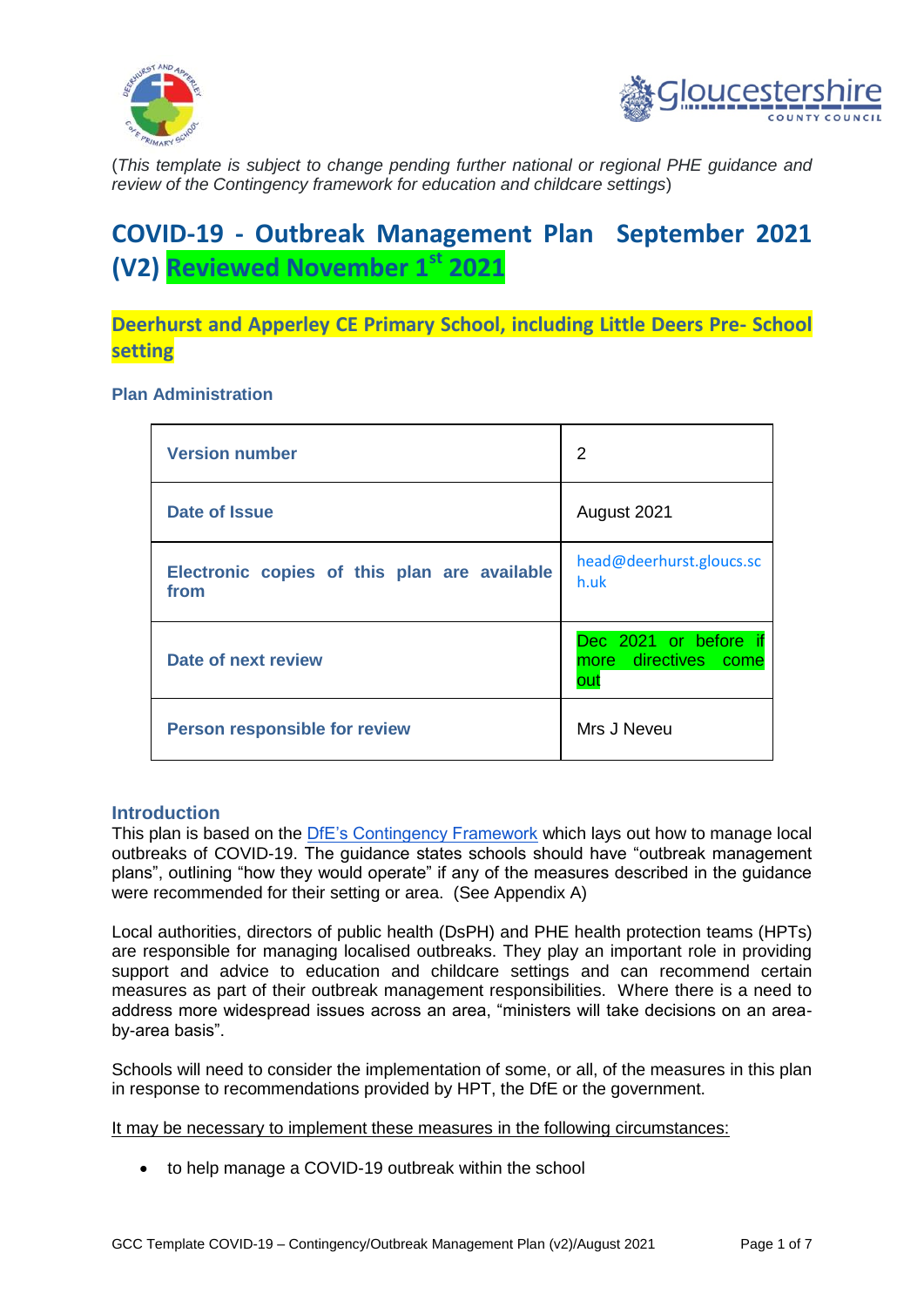(*This template is subject to change pending further national or regional PHE guidance and review of the Contingency framework for education and childcare settings*)

# COVID-19 - Outbreak Management Plan September 2021 (V2) Reviewed November 1st 2021

## Deerhurst and Apperley CE Primary School, including Little Deers Pre- School setting

### Plan Administration

| Version number | 2 |
|---|---|
| Date of Issue | August 2021 |
| Electronic copies of this plan are available from | head@deerhurst.gloucs.sch.uk |
| Date of next review | Dec 2021 or before if more directives come out |
| Person responsible for review | Mrs J Neveu |

### Introduction

This plan is based on the DfE's Contingency Framework which lays out how to manage local outbreaks of COVID-19. The guidance states schools should have "outbreak management plans", outlining "how they would operate" if any of the measures described in the guidance were recommended for their setting or area. (See Appendix A)

Local authorities, directors of public health (DsPH) and PHE health protection teams (HPTs) are responsible for managing localised outbreaks. They play an important role in providing support and advice to education and childcare settings and can recommend certain measures as part of their outbreak management responsibilities. Where there is a need to address more widespread issues across an area, "ministers will take decisions on an area-by-area basis".

Schools will need to consider the implementation of some, or all, of the measures in this plan in response to recommendations provided by HPT, the DfE or the government.

It may be necessary to implement these measures in the following circumstances:

- to help manage a COVID-19 outbreak within the school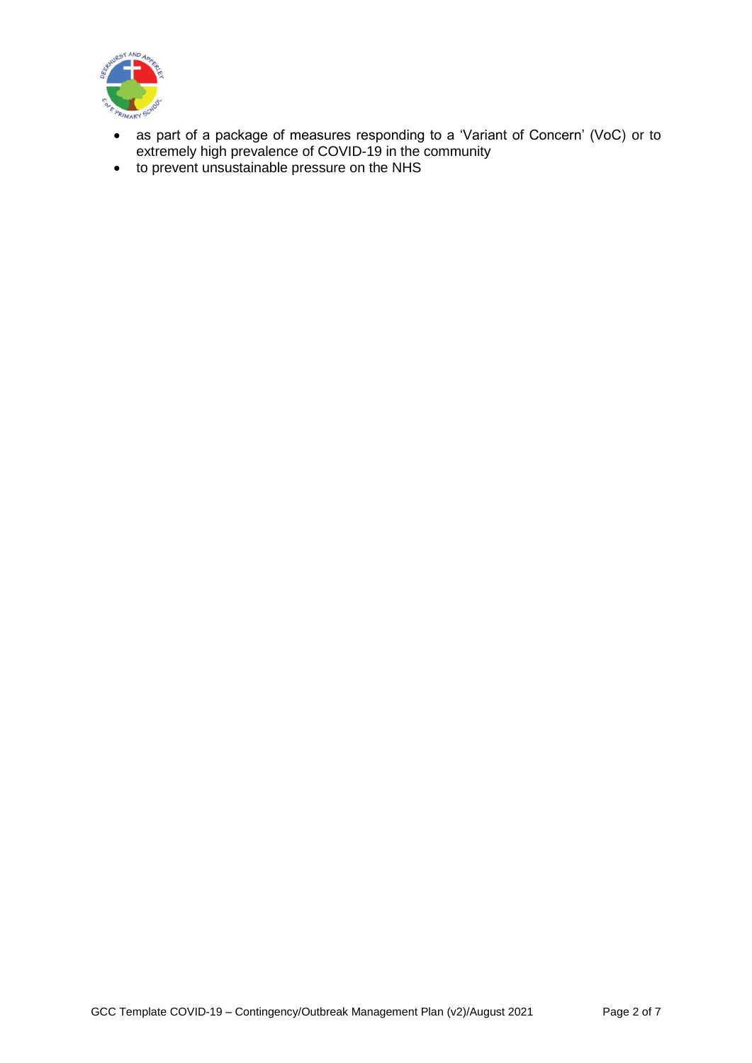- as part of a package of measures responding to a 'Variant of Concern' (VoC) or to extremely high prevalence of COVID-19 in the community
- to prevent unsustainable pressure on the NHS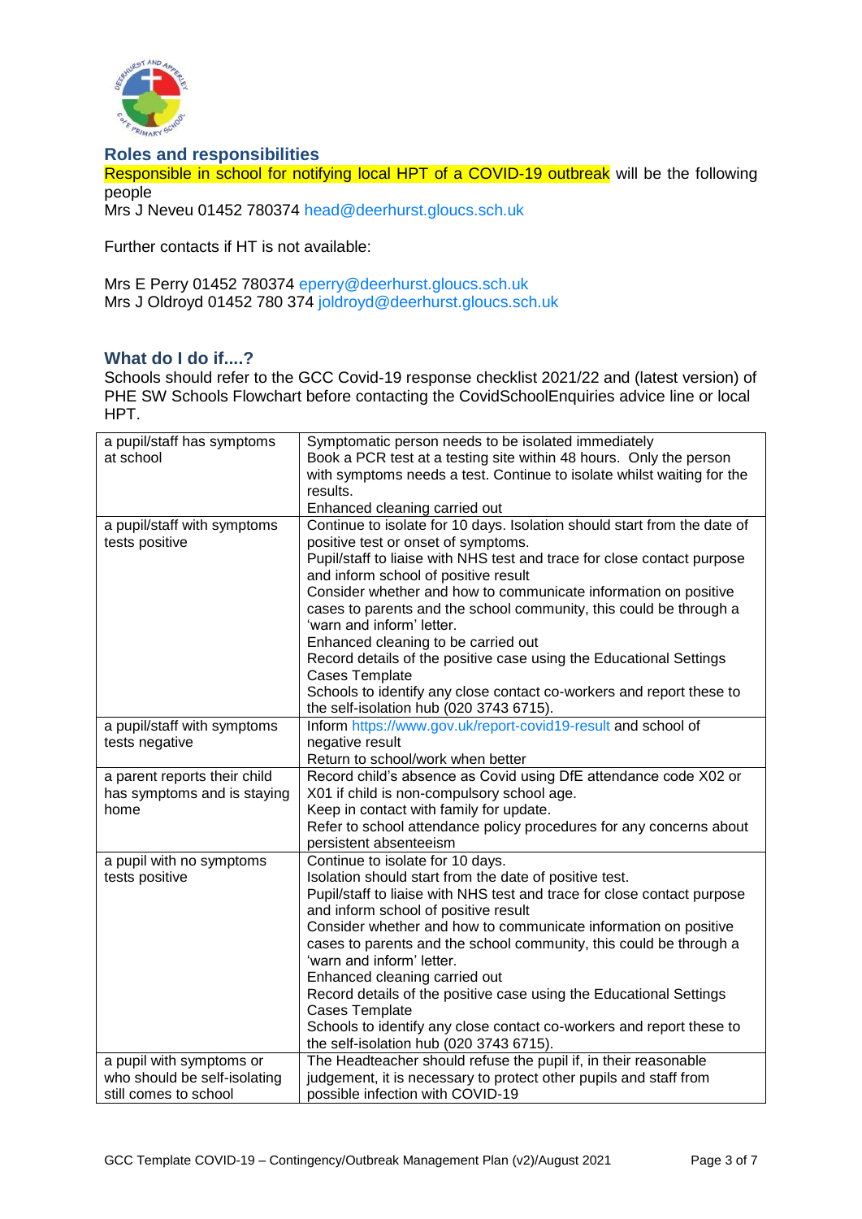## Roles and responsibilities

Responsible in school for notifying local HPT of a COVID-19 outbreak will be the following people

Mrs J Neveu 01452 780374 head@deerhurst.gloucs.sch.uk

Further contacts if HT is not available:

Mrs E Perry 01452 780374 eperry@deerhurst.gloucs.sch.uk
Mrs J Oldroyd 01452 780 374 joldroyd@deerhurst.gloucs.sch.uk

## What do I do if....?

Schools should refer to the GCC Covid-19 response checklist 2021/22 and (latest version) of PHE SW Schools Flowchart before contacting the CovidSchoolEnquiries advice line or local HPT.

| | |
|---|---|
| a pupil/staff has symptoms at school | Symptomatic person needs to be isolated immediately<br>Book a PCR test at a testing site within 48 hours. Only the person with symptoms needs a test. Continue to isolate whilst waiting for the results.<br>Enhanced cleaning carried out |
| a pupil/staff with symptoms tests positive | Continue to isolate for 10 days. Isolation should start from the date of positive test or onset of symptoms.<br>Pupil/staff to liaise with NHS test and trace for close contact purpose and inform school of positive result<br>Consider whether and how to communicate information on positive cases to parents and the school community, this could be through a 'warn and inform' letter.<br>Enhanced cleaning to be carried out<br>Record details of the positive case using the Educational Settings Cases Template<br>Schools to identify any close contact co-workers and report these to the self-isolation hub (020 3743 6715). |
| a pupil/staff with symptoms tests negative | Inform https://www.gov.uk/report-covid19-result and school of negative result<br>Return to school/work when better |
| a parent reports their child has symptoms and is staying home | Record child's absence as Covid using DfE attendance code X02 or X01 if child is non-compulsory school age.<br>Keep in contact with family for update.<br>Refer to school attendance policy procedures for any concerns about persistent absenteeism |
| a pupil with no symptoms tests positive | Continue to isolate for 10 days.<br>Isolation should start from the date of positive test.<br>Pupil/staff to liaise with NHS test and trace for close contact purpose and inform school of positive result<br>Consider whether and how to communicate information on positive cases to parents and the school community, this could be through a 'warn and inform' letter.<br>Enhanced cleaning carried out<br>Record details of the positive case using the Educational Settings Cases Template<br>Schools to identify any close contact co-workers and report these to the self-isolation hub (020 3743 6715). |
| a pupil with symptoms or who should be self-isolating still comes to school | The Headteacher should refuse the pupil if, in their reasonable judgement, it is necessary to protect other pupils and staff from possible infection with COVID-19 |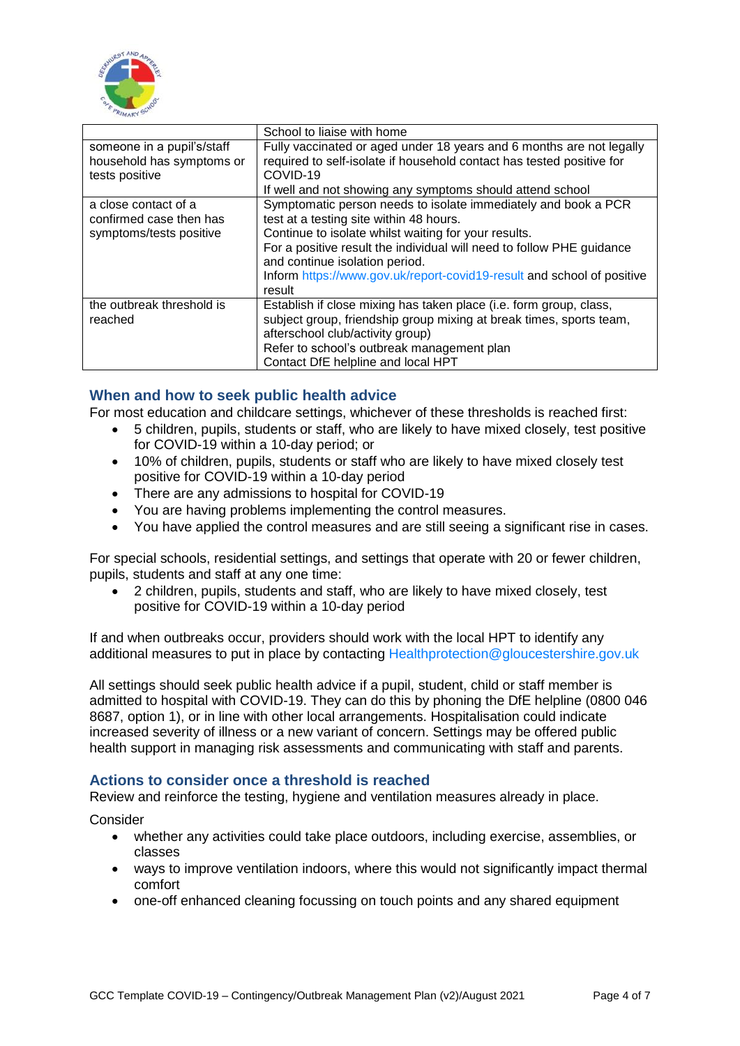| | School to liaise with home |
|---|---|
| someone in a pupil's/staff household has symptoms or tests positive | Fully vaccinated or aged under 18 years and 6 months are not legally required to self-isolate if household contact has tested positive for COVID-19<br>If well and not showing any symptoms should attend school |
| a close contact of a confirmed case then has symptoms/tests positive | Symptomatic person needs to isolate immediately and book a PCR test at a testing site within 48 hours.<br>Continue to isolate whilst waiting for your results.<br>For a positive result the individual will need to follow PHE guidance and continue isolation period.<br>Inform https://www.gov.uk/report-covid19-result and school of positive result |
| the outbreak threshold is reached | Establish if close mixing has taken place (i.e. form group, class, subject group, friendship group mixing at break times, sports team, afterschool club/activity group)<br>Refer to school's outbreak management plan<br>Contact DfE helpline and local HPT |

### When and how to seek public health advice

For most education and childcare settings, whichever of these thresholds is reached first:

- 5 children, pupils, students or staff, who are likely to have mixed closely, test positive for COVID-19 within a 10-day period; or
- 10% of children, pupils, students or staff who are likely to have mixed closely test positive for COVID-19 within a 10-day period
- There are any admissions to hospital for COVID-19
- You are having problems implementing the control measures.
- You have applied the control measures and are still seeing a significant rise in cases.

For special schools, residential settings, and settings that operate with 20 or fewer children, pupils, students and staff at any one time:

- 2 children, pupils, students and staff, who are likely to have mixed closely, test positive for COVID-19 within a 10-day period

If and when outbreaks occur, providers should work with the local HPT to identify any additional measures to put in place by contacting Healthprotection@gloucestershire.gov.uk

All settings should seek public health advice if a pupil, student, child or staff member is admitted to hospital with COVID-19. They can do this by phoning the DfE helpline (0800 046 8687, option 1), or in line with other local arrangements. Hospitalisation could indicate increased severity of illness or a new variant of concern. Settings may be offered public health support in managing risk assessments and communicating with staff and parents.

### Actions to consider once a threshold is reached

Review and reinforce the testing, hygiene and ventilation measures already in place.

Consider

- whether any activities could take place outdoors, including exercise, assemblies, or classes
- ways to improve ventilation indoors, where this would not significantly impact thermal comfort
- one-off enhanced cleaning focussing on touch points and any shared equipment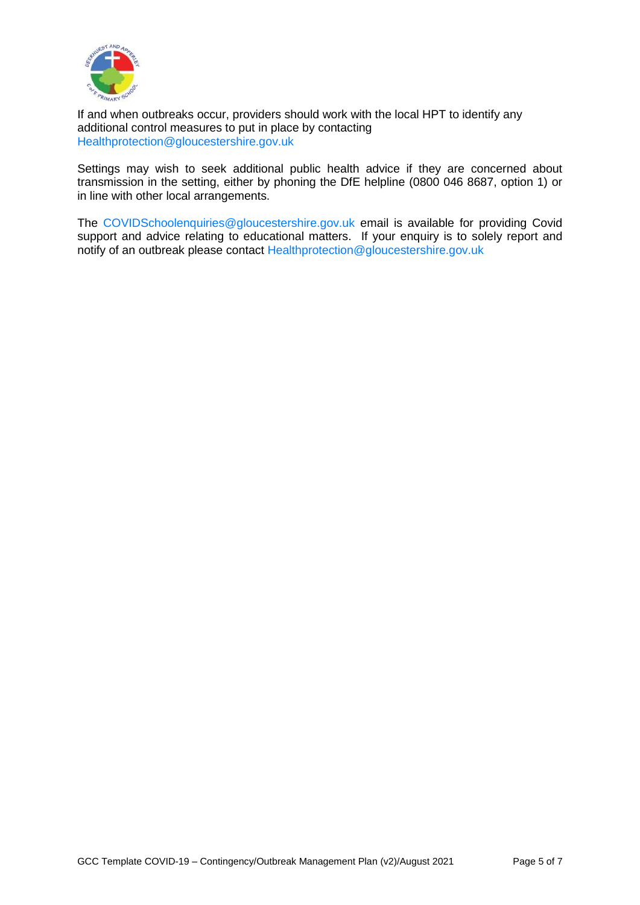If and when outbreaks occur, providers should work with the local HPT to identify any additional control measures to put in place by contacting Healthprotection@gloucestershire.gov.uk

Settings may wish to seek additional public health advice if they are concerned about transmission in the setting, either by phoning the DfE helpline (0800 046 8687, option 1) or in line with other local arrangements.

The COVIDSchoolenquiries@gloucestershire.gov.uk email is available for providing Covid support and advice relating to educational matters. If your enquiry is to solely report and notify of an outbreak please contact Healthprotection@gloucestershire.gov.uk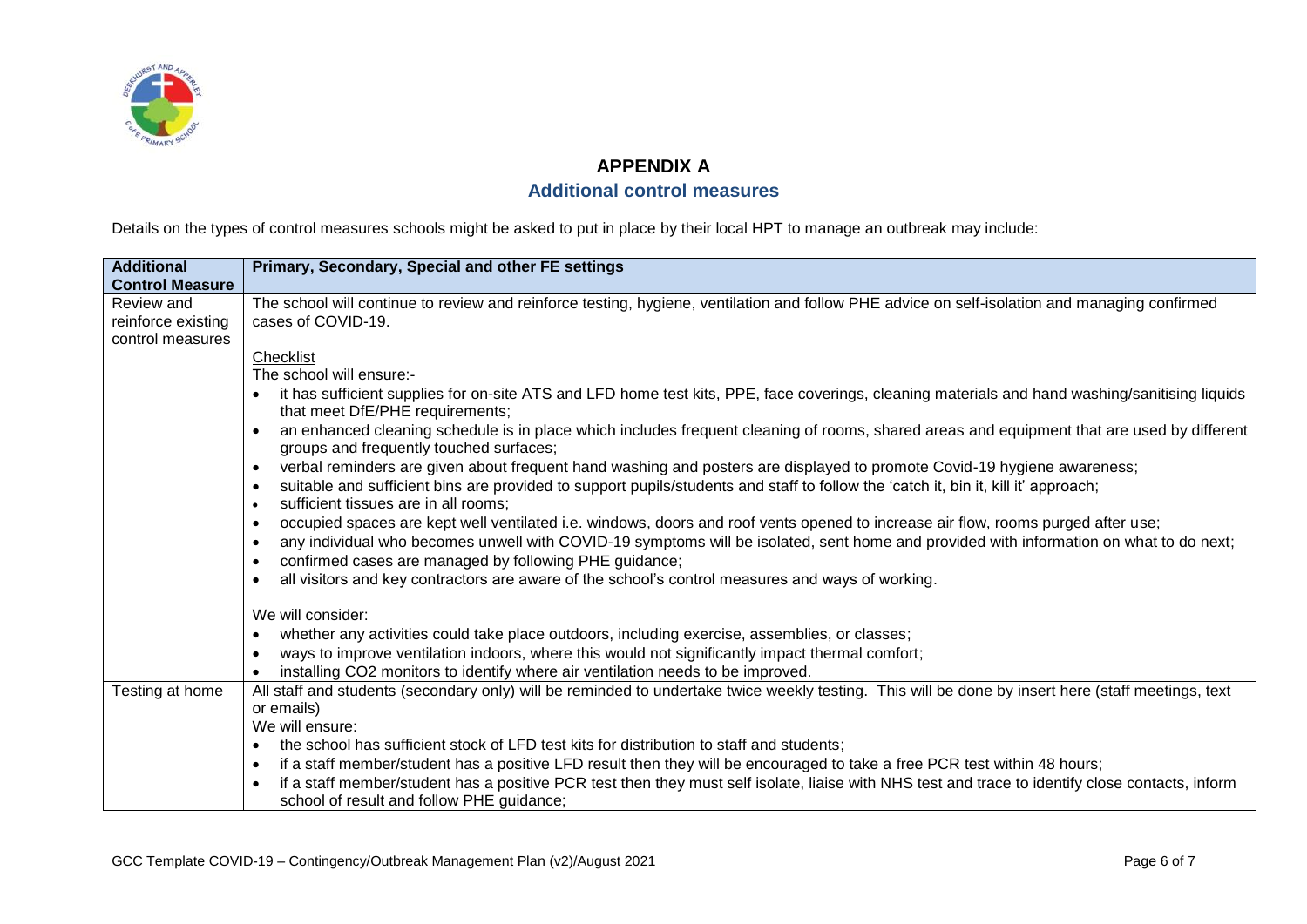# APPENDIX A

## Additional control measures

Details on the types of control measures schools might be asked to put in place by their local HPT to manage an outbreak may include:

| Additional Control Measure | Primary, Secondary, Special and other FE settings |
|---|---|
| Review and reinforce existing control measures | The school will continue to review and reinforce testing, hygiene, ventilation and follow PHE advice on self-isolation and managing confirmed cases of COVID-19.<br><br>Checklist<br>The school will ensure:-<br>• it has sufficient supplies for on-site ATS and LFD home test kits, PPE, face coverings, cleaning materials and hand washing/sanitising liquids that meet DfE/PHE requirements;<br>• an enhanced cleaning schedule is in place which includes frequent cleaning of rooms, shared areas and equipment that are used by different groups and frequently touched surfaces;<br>• verbal reminders are given about frequent hand washing and posters are displayed to promote Covid-19 hygiene awareness;<br>• suitable and sufficient bins are provided to support pupils/students and staff to follow the 'catch it, bin it, kill it' approach;<br>• sufficient tissues are in all rooms;<br>• occupied spaces are kept well ventilated i.e. windows, doors and roof vents opened to increase air flow, rooms purged after use;<br>• any individual who becomes unwell with COVID-19 symptoms will be isolated, sent home and provided with information on what to do next;<br>• confirmed cases are managed by following PHE guidance;<br>• all visitors and key contractors are aware of the school's control measures and ways of working.<br><br>We will consider:<br>• whether any activities could take place outdoors, including exercise, assemblies, or classes;<br>• ways to improve ventilation indoors, where this would not significantly impact thermal comfort;<br>• installing CO2 monitors to identify where air ventilation needs to be improved. |
| Testing at home | All staff and students (secondary only) will be reminded to undertake twice weekly testing. This will be done by insert here (staff meetings, text or emails)<br>We will ensure:<br>• the school has sufficient stock of LFD test kits for distribution to staff and students;<br>• if a staff member/student has a positive LFD result then they will be encouraged to take a free PCR test within 48 hours;<br>• if a staff member/student has a positive PCR test then they must self isolate, liaise with NHS test and trace to identify close contacts, inform school of result and follow PHE guidance; |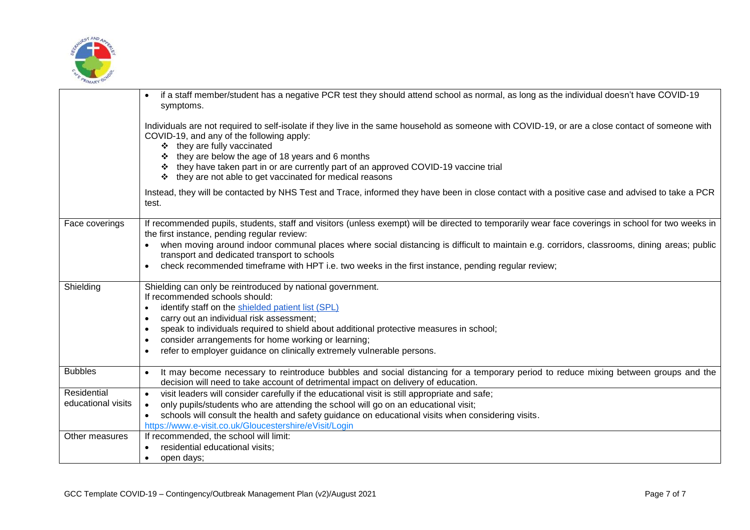| | |
|---|---|
| | • if a staff member/student has a negative PCR test they should attend school as normal, as long as the individual doesn't have COVID-19 symptoms.<br><br>Individuals are not required to self-isolate if they live in the same household as someone with COVID-19, or are a close contact of someone with COVID-19, and any of the following apply:<br>❖ they are fully vaccinated<br>❖ they are below the age of 18 years and 6 months<br>❖ they have taken part in or are currently part of an approved COVID-19 vaccine trial<br>❖ they are not able to get vaccinated for medical reasons<br><br>Instead, they will be contacted by NHS Test and Trace, informed they have been in close contact with a positive case and advised to take a PCR test. |
| Face coverings | If recommended pupils, students, staff and visitors (unless exempt) will be directed to temporarily wear face coverings in school for two weeks in the first instance, pending regular review:<br>• when moving around indoor communal places where social distancing is difficult to maintain e.g. corridors, classrooms, dining areas; public transport and dedicated transport to schools<br>• check recommended timeframe with HPT i.e. two weeks in the first instance, pending regular review; |
| Shielding | Shielding can only be reintroduced by national government.<br>If recommended schools should:<br>• identify staff on the [shielded patient list (SPL)]<br>• carry out an individual risk assessment;<br>• speak to individuals required to shield about additional protective measures in school;<br>• consider arrangements for home working or learning;<br>• refer to employer guidance on clinically extremely vulnerable persons. |
| Bubbles | • It may become necessary to reintroduce bubbles and social distancing for a temporary period to reduce mixing between groups and the decision will need to take account of detrimental impact on delivery of education. |
| Residential educational visits | • visit leaders will consider carefully if the educational visit is still appropriate and safe;<br>• only pupils/students who are attending the school will go on an educational visit;<br>• schools will consult the health and safety guidance on educational visits when considering visits.<br>https://www.e-visit.co.uk/Gloucestershire/eVisit/Login |
| Other measures | If recommended, the school will limit:<br>• residential educational visits;<br>• open days; |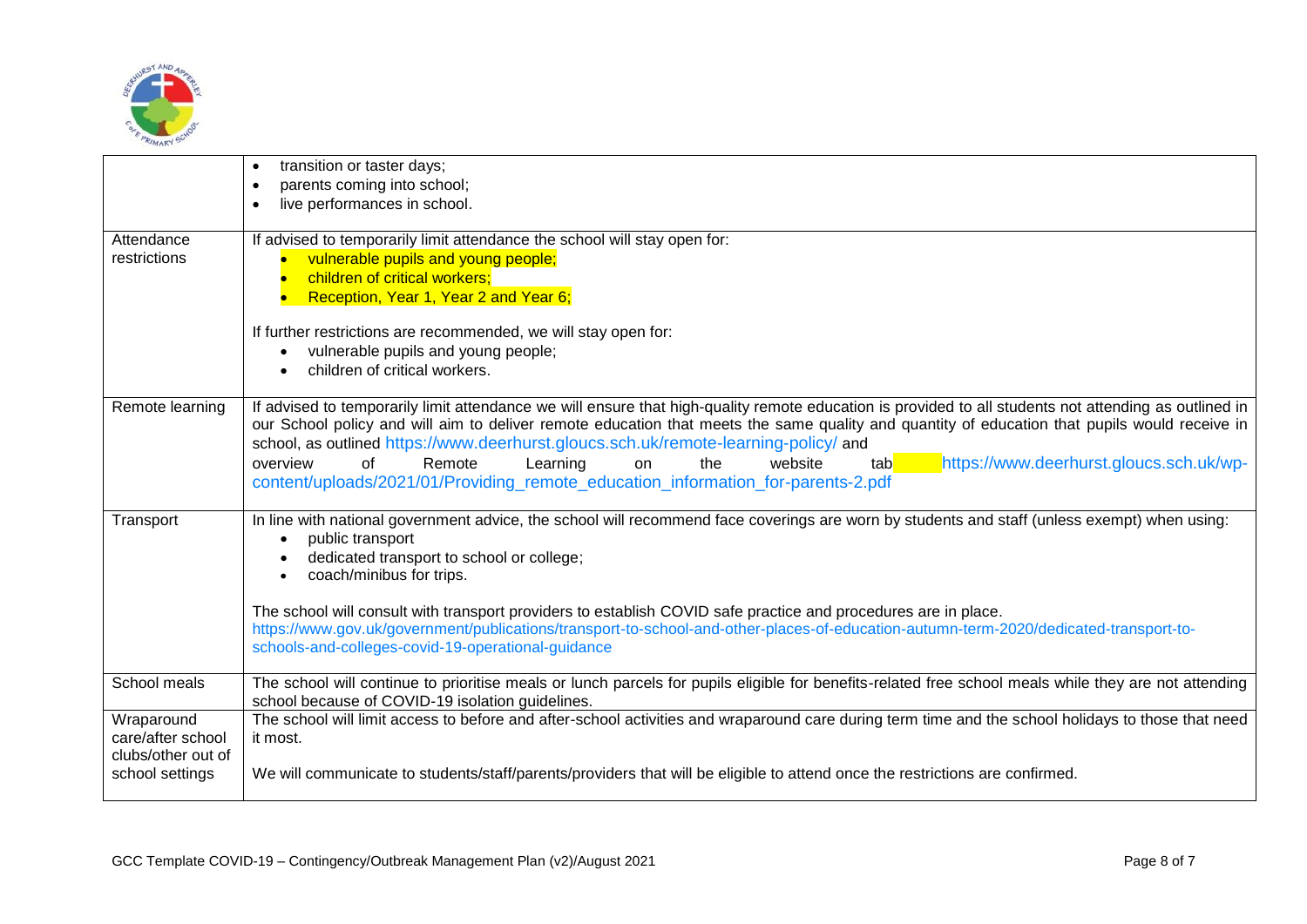| | |
|---|---|
| | • transition or taster days;<br>• parents coming into school;<br>• live performances in school. |
| Attendance restrictions | If advised to temporarily limit attendance the school will stay open for:<br>• vulnerable pupils and young people;<br>• children of critical workers;<br>• Reception, Year 1, Year 2 and Year 6;<br><br>If further restrictions are recommended, we will stay open for:<br>• vulnerable pupils and young people;<br>• children of critical workers. |
| Remote learning | If advised to temporarily limit attendance we will ensure that high-quality remote education is provided to all students not attending as outlined in our School policy and will aim to deliver remote education that meets the same quality and quantity of education that pupils would receive in school, as outlined https://www.deerhurst.gloucs.sch.uk/remote-learning-policy/ and overview of Remote Learning on the website tab https://www.deerhurst.gloucs.sch.uk/wp-content/uploads/2021/01/Providing_remote_education_information_for-parents-2.pdf |
| Transport | In line with national government advice, the school will recommend face coverings are worn by students and staff (unless exempt) when using:<br>• public transport<br>• dedicated transport to school or college;<br>• coach/minibus for trips.<br><br>The school will consult with transport providers to establish COVID safe practice and procedures are in place.<br>https://www.gov.uk/government/publications/transport-to-school-and-other-places-of-education-autumn-term-2020/dedicated-transport-to-schools-and-colleges-covid-19-operational-guidance |
| School meals | The school will continue to prioritise meals or lunch parcels for pupils eligible for benefits-related free school meals while they are not attending school because of COVID-19 isolation guidelines. |
| Wraparound care/after school clubs/other out of school settings | The school will limit access to before and after-school activities and wraparound care during term time and the school holidays to those that need it most.<br><br>We will communicate to students/staff/parents/providers that will be eligible to attend once the restrictions are confirmed. |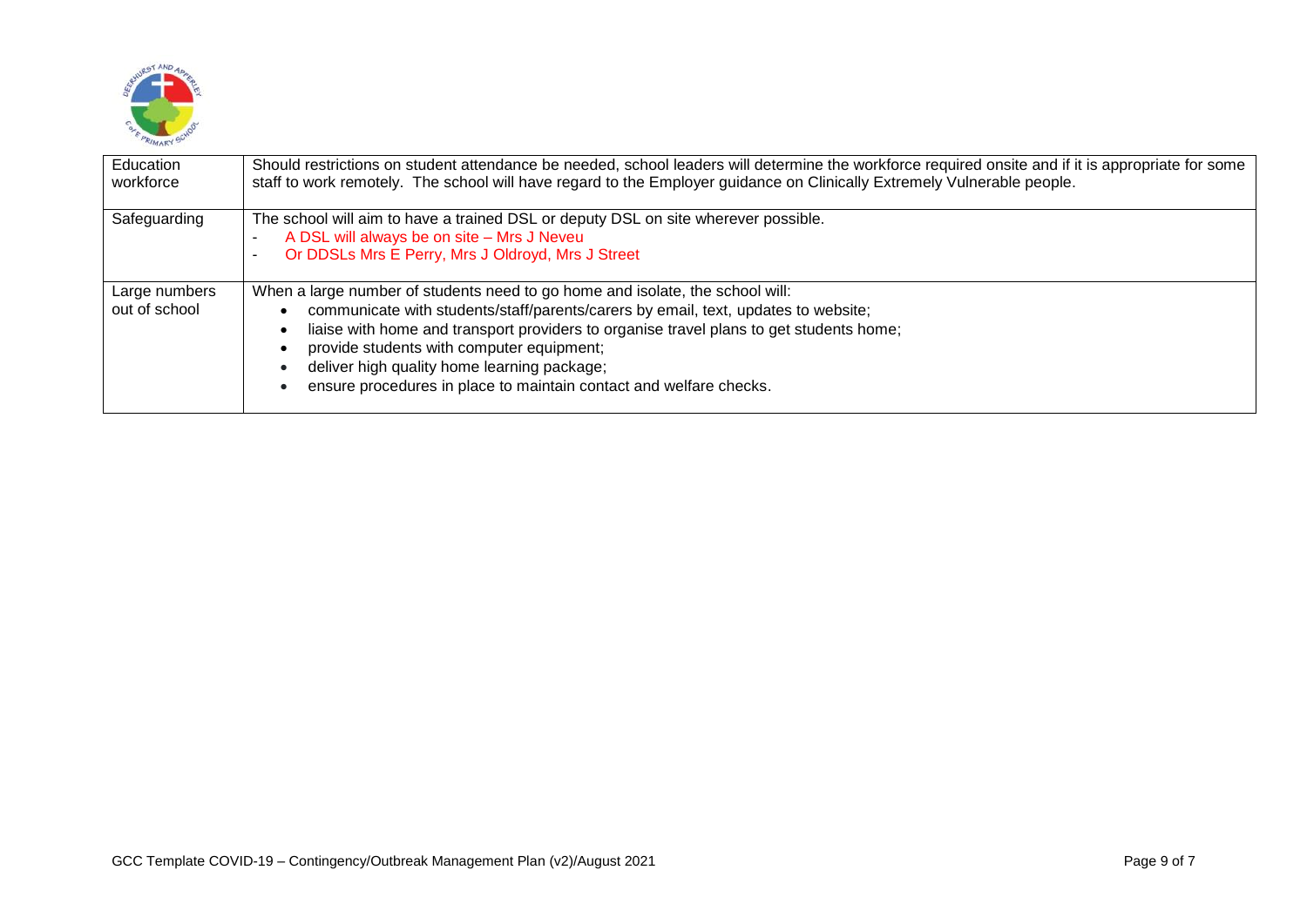| | |
|---|---|
| Education workforce | Should restrictions on student attendance be needed, school leaders will determine the workforce required onsite and if it is appropriate for some staff to work remotely. The school will have regard to the Employer guidance on Clinically Extremely Vulnerable people. |
| Safeguarding | The school will aim to have a trained DSL or deputy DSL on site wherever possible.<br>- A DSL will always be on site – Mrs J Neveu<br>- Or DDSLs Mrs E Perry, Mrs J Oldroyd, Mrs J Street |
| Large numbers out of school | When a large number of students need to go home and isolate, the school will:<br>• communicate with students/staff/parents/carers by email, text, updates to website;<br>• liaise with home and transport providers to organise travel plans to get students home;<br>• provide students with computer equipment;<br>• deliver high quality home learning package;<br>• ensure procedures in place to maintain contact and welfare checks. |